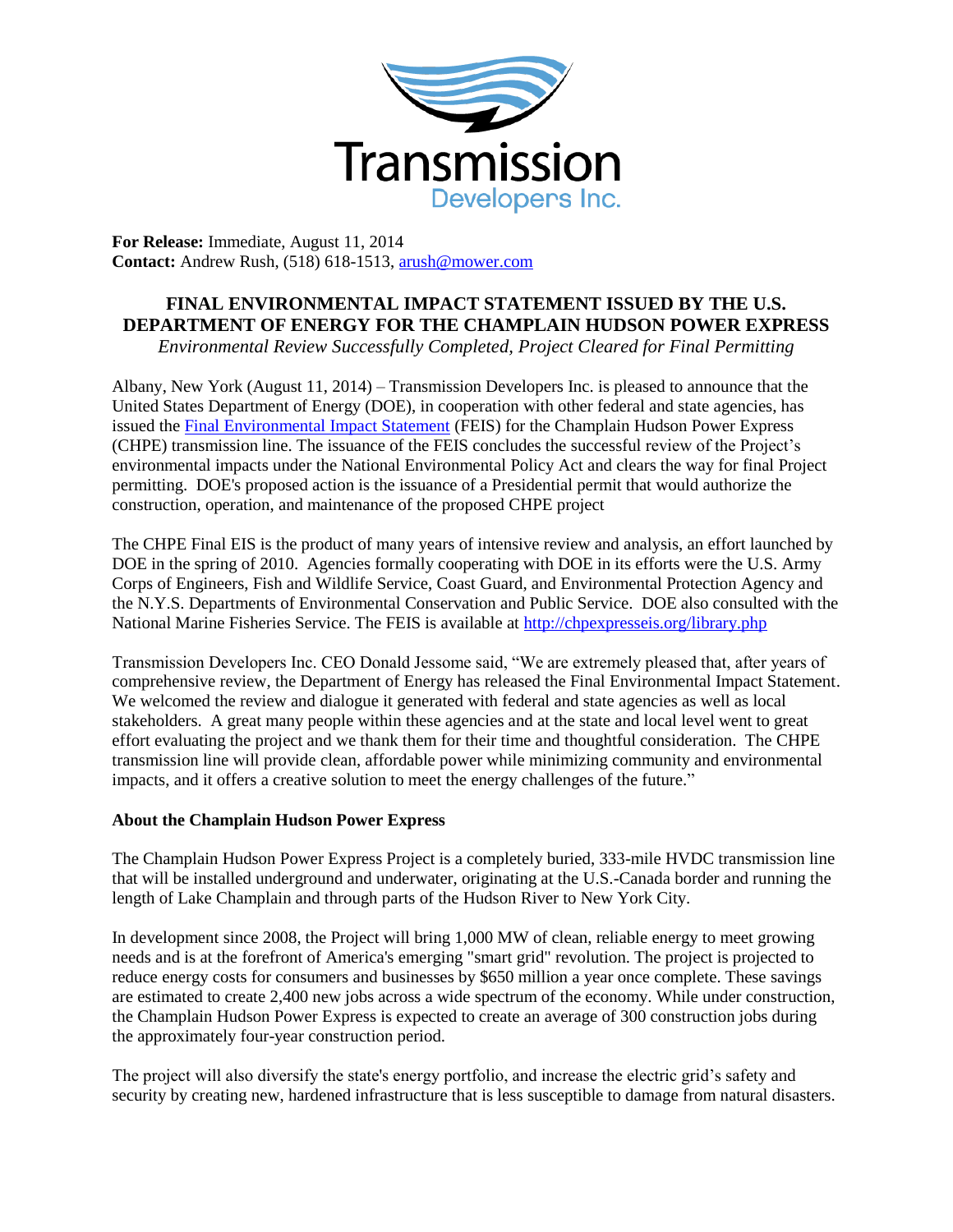Transmission Developers Inc.

**For Release:** Immediate, August 11, 2014
**Contact:** Andrew Rush, (518) 618-1513, arush@mower.com

# FINAL ENVIRONMENTAL IMPACT STATEMENT ISSUED BY THE U.S. DEPARTMENT OF ENERGY FOR THE CHAMPLAIN HUDSON POWER EXPRESS

*Environmental Review Successfully Completed, Project Cleared for Final Permitting*

Albany, New York (August 11, 2014) – Transmission Developers Inc. is pleased to announce that the United States Department of Energy (DOE), in cooperation with other federal and state agencies, has issued the Final Environmental Impact Statement (FEIS) for the Champlain Hudson Power Express (CHPE) transmission line. The issuance of the FEIS concludes the successful review of the Project's environmental impacts under the National Environmental Policy Act and clears the way for final Project permitting. DOE's proposed action is the issuance of a Presidential permit that would authorize the construction, operation, and maintenance of the proposed CHPE project

The CHPE Final EIS is the product of many years of intensive review and analysis, an effort launched by DOE in the spring of 2010. Agencies formally cooperating with DOE in its efforts were the U.S. Army Corps of Engineers, Fish and Wildlife Service, Coast Guard, and Environmental Protection Agency and the N.Y.S. Departments of Environmental Conservation and Public Service. DOE also consulted with the National Marine Fisheries Service. The FEIS is available at http://chpexpresseis.org/library.php

Transmission Developers Inc. CEO Donald Jessome said, "We are extremely pleased that, after years of comprehensive review, the Department of Energy has released the Final Environmental Impact Statement. We welcomed the review and dialogue it generated with federal and state agencies as well as local stakeholders. A great many people within these agencies and at the state and local level went to great effort evaluating the project and we thank them for their time and thoughtful consideration. The CHPE transmission line will provide clean, affordable power while minimizing community and environmental impacts, and it offers a creative solution to meet the energy challenges of the future."

**About the Champlain Hudson Power Express**

The Champlain Hudson Power Express Project is a completely buried, 333-mile HVDC transmission line that will be installed underground and underwater, originating at the U.S.-Canada border and running the length of Lake Champlain and through parts of the Hudson River to New York City.

In development since 2008, the Project will bring 1,000 MW of clean, reliable energy to meet growing needs and is at the forefront of America's emerging "smart grid" revolution. The project is projected to reduce energy costs for consumers and businesses by $650 million a year once complete. These savings are estimated to create 2,400 new jobs across a wide spectrum of the economy. While under construction, the Champlain Hudson Power Express is expected to create an average of 300 construction jobs during the approximately four-year construction period.

The project will also diversify the state's energy portfolio, and increase the electric grid's safety and security by creating new, hardened infrastructure that is less susceptible to damage from natural disasters.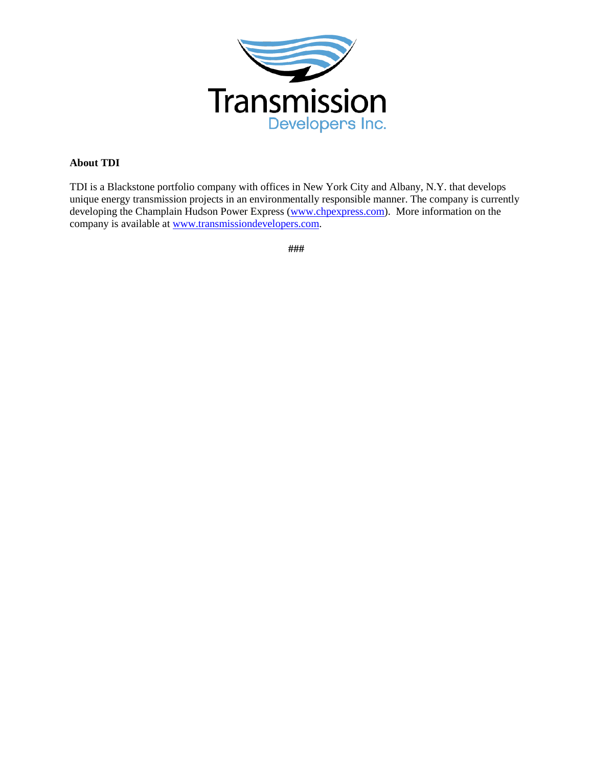**About TDI**

TDI is a Blackstone portfolio company with offices in New York City and Albany, N.Y. that develops unique energy transmission projects in an environmentally responsible manner. The company is currently developing the Champlain Hudson Power Express (www.chpexpress.com). More information on the company is available at www.transmissiondevelopers.com.

###